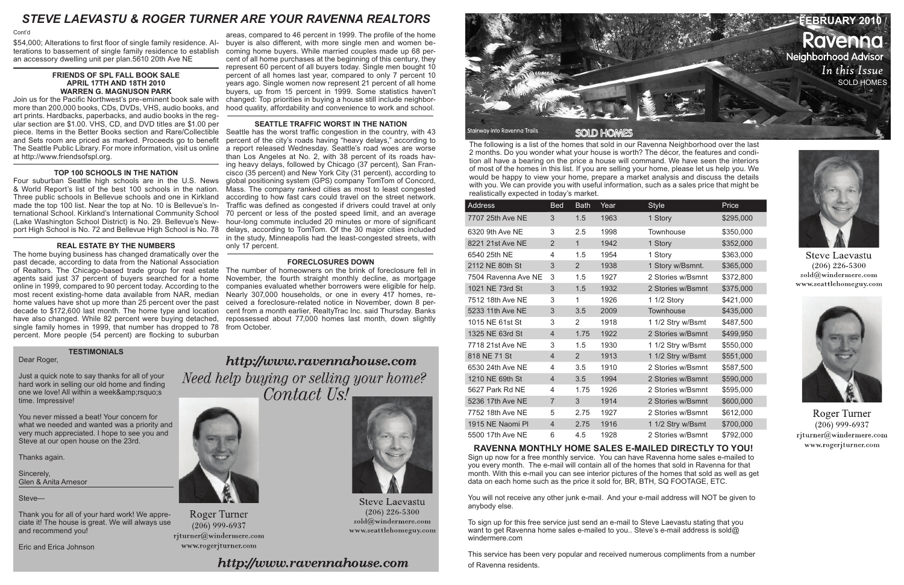# STEVE LAEVASTU & ROGER TURNER ARE YOUR RAVENNA REALTORS

Cont'd

$54,000; Alterations to first floor of single family residence. Alterations to bassement of single family residence to establish an accessory dwelling unit per plan.5610 20th Ave NE

### FRIENDS OF SPL FALL BOOK SALE APRIL 17TH AND 18TH 2010 WARREN G. MAGNUSON PARK

Join us for the Pacific Northwest's pre-eminent book sale with more than 200,000 books, CDs, DVDs, VHS, audio books, and art prints. Hardbacks, paperbacks, and audio books in the regular section are $1.00. VHS, CD, and DVD titles are $1.00 per piece. Items in the Better Books section and Rare/Collectible and Sets room are priced as marked. Proceeds go to benefit The Seattle Public Library. For more information, visit us online at http://www.friendsofspl.org.

### TOP 100 SCHOOLS IN THE NATION

Four suburban Seattle high schools are in the U.S. News & World Report's list of the best 100 schools in the nation. Three public schools in Bellevue schools and one in Kirkland made the top 100 list. Near the top at No. 10 is Bellevue's International School. Kirkland's International Community School (Lake Washington School District) is No. 29. Bellevue's Newport High School is No. 72 and Bellevue High School is No. 78

### REAL ESTATE BY THE NUMBERS

The home buying business has changed dramatically over the past decade, according to data from the National Association of Realtors. The Chicago-based trade group for real estate agents said just 37 percent of buyers searched for a home online in 1999, compared to 90 percent today. According to the most recent existing-home data available from NAR, median home values have shot up more than 25 percent over the past decade to $172,600 last month. The home type and location have also changed. While 82 percent were buying detached, single family homes in 1999, that number has dropped to 78 percent. More people (54 percent) are flocking to suburban areas, compared to 46 percent in 1999. The profile of the home buyer is also different, with more single men and women becoming home buyers. While married couples made up 68 percent of all home purchases at the beginning of this century, they represent 60 percent of all buyers today. Single men bought 10 percent of all homes last year, compared to only 7 percent 10 years ago. Single women now represent 21 percent of all home buyers, up from 15 percent in 1999. Some statistics haven't changed: Top priorities in buying a house still include neighborhood quality, affordability and convenience to work and school.

### SEATTLE TRAFFIC WORST IN THE NATION

Seattle has the worst traffic congestion in the country, with 43 percent of the city's roads having "heavy delays," according to a report released Wednesday. Seattle's road woes are worse than Los Angeles at No. 2, with 38 percent of its roads having heavy delays, followed by Chicago (37 percent), San Francisco (35 percent) and New York City (31 percent), according to global positioning system (GPS) company TomTom of Concord, Mass. The company ranked cities as most to least congested according to how fast cars could travel on the street network. Traffic was defined as congested if drivers could travel at only 70 percent or less of the posted speed limit, and an average hour-long commute included 20 minutes or more of significant delays, according to TomTom. Of the 30 major cities included in the study, Minneapolis had the least-congested streets, with only 17 percent.

### FORECLOSURES DOWN

The number of homeowners on the brink of foreclosure fell in November, the fourth straight monthly decline, as mortgage companies evaluated whether borrowers were eligible for help. Nearly 307,000 households, or one in every 417 homes, received a foreclosure-related notice in November, down 8 percent from a month earlier, RealtyTrac Inc. said Thursday. Banks repossessed about 77,000 homes last month, down slightly from October.

### TESTIMONIALS

Dear Roger,

Just a quick note to say thanks for all of your hard work in selling our old home and finding one we love! All within a week&amp;rsquo;s time. Impressive!

You never missed a beat! Your concern for what we needed and wanted was a priority and very much appreciated. I hope to see you and Steve at our open house on the 23rd.

Thanks again.

Sincerely,
Glen & Anita Arnesor

Steve—

Thank you for all of your hard work! We appreciate it! The house is great. We will always use and recommend you!

Eric and Erica Johnson

*http://www.ravennahouse.com*

*Need help buying or selling your home? Contact Us!*

Roger Turner
(206) 999-6937
rjturner@windermere.com
www.rogerjturner.com

Steve Laevastu
(206) 226-5300
sold@windermere.com
www.seattlehomeguy.com

*http://www.ravennahouse.com*

# FEBRUARY 2010 / Ravenna Neighborhood Advisor

*In this Issue*
SOLD HOMES

Stairway into Ravenna Trails

## SOLD HOMES

The following is a list of the homes that sold in our Ravenna Neighborhood over the last 2 months. Do you wonder what your house is worth? The décor, the features and condition all have a bearing on the price a house will command. We have seen the interiors of most of the homes in this list. If you are selling your home, please let us help you. We would be happy to view your home, prepare a market analysis and discuss the details with you. We can provide you with useful information, such as a sales price that might be realistically expected in today's market.

| Address | Bed | Bath | Year | Style | Price |
|---|---|---|---|---|---|
| 7707 25th Ave NE | 3 | 1.5 | 1963 | 1 Story | $295,000 |
| 6320 9th Ave NE | 3 | 2.5 | 1998 | Townhouse | $350,000 |
| 8221 21st Ave NE | 2 | 1 | 1942 | 1 Story | $352,000 |
| 6540 25th NE | 4 | 1.5 | 1954 | 1 Story | $363,000 |
| 2112 NE 80th St | 3 | 2 | 1938 | 1 Story w/Bsmnt. | $365,000 |
| 7504 Ravenna Ave NE | 3 | 1.5 | 1927 | 2 Stories w/Bsmnt | $372,800 |
| 1021 NE 73rd St | 3 | 1.5 | 1932 | 2 Stories w/Bsmnt | $375,000 |
| 7512 18th Ave NE | 3 | 1 | 1926 | 1 1/2 Story | $421,000 |
| 5233 11th Ave NE | 3 | 3.5 | 2009 | Townhouse | $435,000 |
| 1015 NE 61st St | 3 | 2 | 1918 | 1 1/2 Stry w/Bsmt | $487,500 |
| 1325 NE 63rd St | 4 | 1.75 | 1922 | 2 Stories w/Bsmnt | $499,950 |
| 7718 21st Ave NE | 3 | 1.5 | 1930 | 1 1/2 Stry w/Bsmt | $550,000 |
| 818 NE 71 St | 4 | 2 | 1913 | 1 1/2 Stry w/Bsmt | $551,000 |
| 6530 24th Ave NE | 4 | 3.5 | 1910 | 2 Stories w/Bsmnt | $587,500 |
| 1210 NE 69th St | 4 | 3.5 | 1994 | 2 Stories w/Bsmnt | $590,000 |
| 5627 Park Rd NE | 4 | 1.75 | 1926 | 2 Stories w/Bsmnt | $595,000 |
| 5236 17th Ave NE | 7 | 3 | 1914 | 2 Stories w/Bsmnt | $600,000 |
| 7752 18th Ave NE | 5 | 2.75 | 1927 | 2 Stories w/Bsmnt | $612,000 |
| 1915 NE Naomi Pl | 4 | 2.75 | 1916 | 1 1/2 Stry w/Bsmt | $700,000 |
| 5500 17th Ave NE | 6 | 4.5 | 1928 | 2 Stories w/Bsmnt | $792,000 |

Steve Laevastu
(206) 226-5300
sold@windermere.com
www.seattlehomeguy.com

Roger Turner
(206) 999-6937
rjturner@windermere.com
www.rogerjturner.com

### RAVENNA MONTHLY HOME SALES E-MAILED DIRECTLY TO YOU!

Sign up now for a free monthly service. You can have Ravenna home sales e-mailed to you every month. The e-mail will contain all of the homes that sold in Ravenna for that month. With this e-mail you can see interior pictures of the homes that sold as well as get data on each home such as the price it sold for, BR, BTH, SQ FOOTAGE, ETC.

You will not receive any other junk e-mail. And your e-mail address will NOT be given to anybody else.

To sign up for this free service just send an e-mail to Steve Laevastu stating that you want to get Ravenna home sales e-mailed to you.. Steve's e-mail address is sold@windermere.com

This service has been very popular and received numerous compliments from a number of Ravenna residents.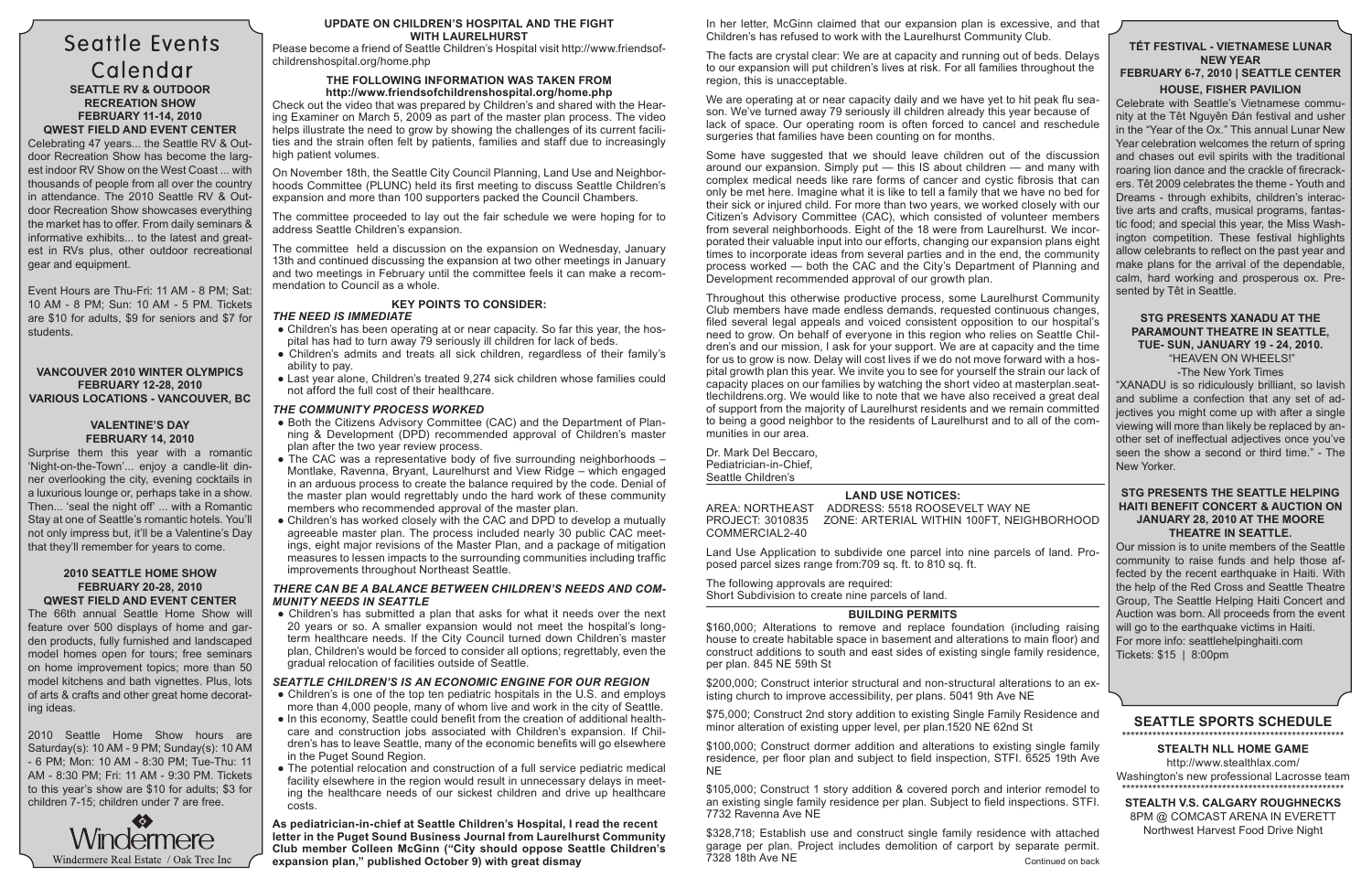# Seattle Events Calendar

## SEATTLE RV & OUTDOOR RECREATION SHOW FEBRUARY 11-14, 2010 QWEST FIELD AND EVENT CENTER

Celebrating 47 years... the Seattle RV & Outdoor Recreation Show has become the largest indoor RV Show on the West Coast ... with thousands of people from all over the country in attendance. The 2010 Seattle RV & Outdoor Recreation Show showcases everything the market has to offer. From daily seminars & informative exhibits... to the latest and greatest in RVs plus, other outdoor recreational gear and equipment.

Event Hours are Thu-Fri: 11 AM - 8 PM; Sat: 10 AM - 8 PM; Sun: 10 AM - 5 PM. Tickets are $10 for adults, $9 for seniors and $7 for students.

## VANCOUVER 2010 WINTER OLYMPICS FEBRUARY 12-28, 2010 VARIOUS LOCATIONS - VANCOUVER, BC

## VALENTINE'S DAY FEBRUARY 14, 2010

Surprise them this year with a romantic 'Night-on-the-Town'... enjoy a candle-lit dinner overlooking the city, evening cocktails in a luxurious lounge or, perhaps take in a show. Then... 'seal the night off' ... with a Romantic Stay at one of Seattle's romantic hotels. You'll not only impress but, it'll be a Valentine's Day that they'll remember for years to come.

## 2010 SEATTLE HOME SHOW FEBRUARY 20-28, 2010 QWEST FIELD AND EVENT CENTER

The 66th annual Seattle Home Show will feature over 500 displays of home and garden products, fully furnished and landscaped model homes open for tours; free seminars on home improvement topics; more than 50 model kitchens and bath vignettes. Plus, lots of arts & crafts and other great home decorating ideas.

2010 Seattle Home Show hours are Saturday(s): 10 AM - 9 PM; Sunday(s): 10 AM - 6 PM; Mon: 10 AM - 8:30 PM; Tue-Thu: 11 AM - 8:30 PM; Fri: 11 AM - 9:30 PM. Tickets to this year's show are $10 for adults; $3 for children 7-15; children under 7 are free.

Windermere

Windermere Real Estate / Oak Tree Inc

## UPDATE ON CHILDREN'S HOSPITAL AND THE FIGHT WITH LAURELHURST

Please become a friend of Seattle Children's Hospital visit http://www.friendsofchildrenshospital.org/home.php

### THE FOLLOWING INFORMATION WAS TAKEN FROM http://www.friendsofchildrenshospital.org/home.php

Check out the video that was prepared by Children's and shared with the Hearing Examiner on March 5, 2009 as part of the master plan process. The video helps illustrate the need to grow by showing the challenges of its current facilities and the strain often felt by patients, families and staff due to increasingly high patient volumes.

On November 18th, the Seattle City Council Planning, Land Use and Neighborhoods Committee (PLUNC) held its first meeting to discuss Seattle Children's expansion and more than 100 supporters packed the Council Chambers.

The committee proceeded to lay out the fair schedule we were hoping for to address Seattle Children's expansion.

The committee held a discussion on the expansion on Wednesday, January 13th and continued discussing the expansion at two other meetings in January and two meetings in February until the committee feels it can make a recommendation to Council as a whole.

### KEY POINTS TO CONSIDER:

***THE NEED IS IMMEDIATE***

- Children's has been operating at or near capacity. So far this year, the hospital has had to turn away 79 seriously ill children for lack of beds.
- Children's admits and treats all sick children, regardless of their family's ability to pay.
- Last year alone, Children's treated 9,274 sick children whose families could not afford the full cost of their healthcare.

***THE COMMUNITY PROCESS WORKED***

- Both the Citizens Advisory Committee (CAC) and the Department of Planning & Development (DPD) recommended approval of Children's master plan after the two year review process.
- The CAC was a representative body of five surrounding neighborhoods – Montlake, Ravenna, Bryant, Laurelhurst and View Ridge – which engaged in an arduous process to create the balance required by the code. Denial of the master plan would regrettably undo the hard work of these community members who recommended approval of the master plan.
- Children's has worked closely with the CAC and DPD to develop a mutually agreeable master plan. The process included nearly 30 public CAC meetings, eight major revisions of the Master Plan, and a package of mitigation measures to lessen impacts to the surrounding communities including traffic improvements throughout Northeast Seattle.

***THERE CAN BE A BALANCE BETWEEN CHILDREN'S NEEDS AND COMMUNITY NEEDS IN SEATTLE***

- Children's has submitted a plan that asks for what it needs over the next 20 years or so. A smaller expansion would not meet the hospital's long-term healthcare needs. If the City Council turned down Children's master plan, Children's would be forced to consider all options; regrettably, even the gradual relocation of facilities outside of Seattle.

***SEATTLE CHILDREN'S IS AN ECONOMIC ENGINE FOR OUR REGION***

- Children's is one of the top ten pediatric hospitals in the U.S. and employs more than 4,000 people, many of whom live and work in the city of Seattle.
- In this economy, Seattle could benefit from the creation of additional healthcare and construction jobs associated with Children's expansion. If Children's has to leave Seattle, many of the economic benefits will go elsewhere in the Puget Sound Region.
- The potential relocation and construction of a full service pediatric medical facility elsewhere in the region would result in unnecessary delays in meeting the healthcare needs of our sickest children and drive up healthcare costs.

**As pediatrician-in-chief at Seattle Children's Hospital, I read the recent letter in the Puget Sound Business Journal from Laurelhurst Community Club member Colleen McGinn ("City should oppose Seattle Children's expansion plan," published October 9) with great dismay**

In her letter, McGinn claimed that our expansion plan is excessive, and that Children's has refused to work with the Laurelhurst Community Club.

The facts are crystal clear: We are at capacity and running out of beds. Delays to our expansion will put children's lives at risk. For all families throughout the region, this is unacceptable.

We are operating at or near capacity daily and we have yet to hit peak flu season. We've turned away 79 seriously ill children already this year because of lack of space. Our operating room is often forced to cancel and reschedule surgeries that families have been counting on for months.

Some have suggested that we should leave children out of the discussion around our expansion. Simply put — this IS about children — and many with complex medical needs like rare forms of cancer and cystic fibrosis that can only be met here. Imagine what it is like to tell a family that we have no bed for their sick or injured child. For more than two years, we worked closely with our Citizen's Advisory Committee (CAC), which consisted of volunteer members from several neighborhoods. Eight of the 18 were from Laurelhurst. We incorporated their valuable input into our efforts, changing our expansion plans eight times to incorporate ideas from several parties and in the end, the community process worked — both the CAC and the City's Department of Planning and Development recommended approval of our growth plan.

Throughout this otherwise productive process, some Laurelhurst Community Club members have made endless demands, requested continuous changes, filed several legal appeals and voiced consistent opposition to our hospital's need to grow. On behalf of everyone in this region who relies on Seattle Children's and our mission, I ask for your support. We are at capacity and the time for us to grow is now. Delay will cost lives if we do not move forward with a hospital growth plan this year. We invite you to see for yourself the strain our lack of capacity places on our families by watching the short video at masterplan.seattlechildrens.org. We would like to note that we have also received a great deal of support from the majority of Laurelhurst residents and we remain committed to being a good neighbor to the residents of Laurelhurst and to all of the communities in our area.

Dr. Mark Del Beccaro,
Pediatrician-in-Chief,
Seattle Children's

## LAND USE NOTICES:

AREA: NORTHEAST ADDRESS: 5518 ROOSEVELT WAY NE
PROJECT: 3010835 ZONE: ARTERIAL WITHIN 100FT, NEIGHBORHOOD COMMERCIAL2-40

Land Use Application to subdivide one parcel into nine parcels of land. Proposed parcel sizes range from:709 sq. ft. to 810 sq. ft.

The following approvals are required:
Short Subdivision to create nine parcels of land.

## BUILDING PERMITS

$160,000; Alterations to remove and replace foundation (including raising house to create habitable space in basement and alterations to main floor) and construct additions to south and east sides of existing single family residence, per plan. 845 NE 59th St

$200,000; Construct interior structural and non-structural alterations to an existing church to improve accessibility, per plans. 5041 9th Ave NE

$75,000; Construct 2nd story addition to existing Single Family Residence and minor alteration of existing upper level, per plan.1520 NE 62nd St

$100,000; Construct dormer addition and alterations to existing single family residence, per floor plan and subject to field inspection, STFI. 6525 19th Ave NE

$105,000; Construct 1 story addition & covered porch and interior remodel to an existing single family residence per plan. Subject to field inspections. STFI. 7732 Ravenna Ave NE

$328,718; Establish use and construct single family residence with attached garage per plan. Project includes demolition of carport by separate permit. 7328 18th Ave NE

Continued on back

## TẾT FESTIVAL - VIETNAMESE LUNAR NEW YEAR FEBRUARY 6-7, 2010 | SEATTLE CENTER HOUSE, FISHER PAVILION

Celebrate with Seattle's Vietnamese community at the Tết Nguyên Đán festival and usher in the "Year of the Ox." This annual Lunar New Year celebration welcomes the return of spring and chases out evil spirits with the traditional roaring lion dance and the crackle of firecrackers. Tết 2009 celebrates the theme - Youth and Dreams - through exhibits, children's interactive arts and crafts, musical programs, fantastic food; and special this year, the Miss Washington competition. These festival highlights allow celebrants to reflect on the past year and make plans for the arrival of the dependable, calm, hard working and prosperous ox. Presented by Tết in Seattle.

## STG PRESENTS XANADU AT THE PARAMOUNT THEATRE IN SEATTLE, TUE- SUN, JANUARY 19 - 24, 2010.

"HEAVEN ON WHEELS!"
-The New York Times

"XANADU is so ridiculously brilliant, so lavish and sublime a confection that any set of adjectives you might come up with after a single viewing will more than likely be replaced by another set of ineffectual adjectives once you've seen the show a second or third time." - The New Yorker.

## STG PRESENTS THE SEATTLE HELPING HAITI BENEFIT CONCERT & AUCTION ON JANUARY 28, 2010 AT THE MOORE THEATRE IN SEATTLE.

Our mission is to unite members of the Seattle community to raise funds and help those affected by the recent earthquake in Haiti. With the help of the Red Cross and Seattle Theatre Group, The Seattle Helping Haiti Concert and Auction was born. All proceeds from the event will go to the earthquake victims in Haiti.
For more info: seattlehelpinghaiti.com
Tickets: $15 | 8:00pm

## SEATTLE SPORTS SCHEDULE

**STEALTH NLL HOME GAME**

http://www.stealthlax.com/
Washington's new professional Lacrosse team

**STEALTH V.S. CALGARY ROUGHNECKS**

8PM @ COMCAST ARENA IN EVERETT
Northwest Harvest Food Drive Night